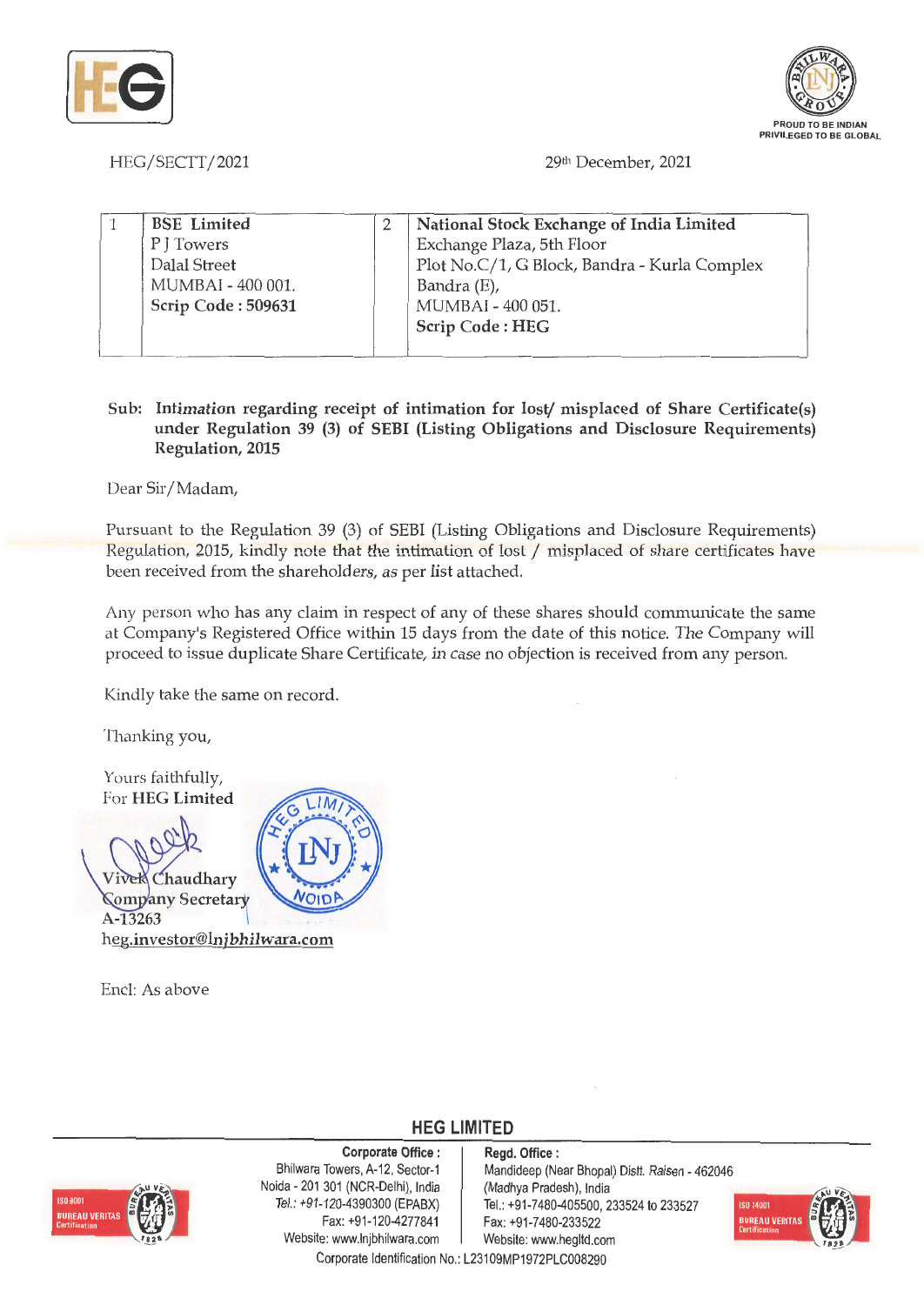HEG/SECTT/2021

29th December, 2021

| 1 | BSE Limited<br>P J Towers<br>Dalal Street<br>MUMBAI - 400 001.<br>**Scrip Code : 509631** | 2 | **National Stock Exchange of India Limited**<br>Exchange Plaza, 5th Floor<br>Plot No.C/1, G Block, Bandra - Kurla Complex<br>Bandra (E),<br>MUMBAI - 400 051.<br>**Scrip Code : HEG** |
|---|---|---|---|

**Sub: Intimation regarding receipt of intimation for lost/ misplaced of Share Certificate(s) under Regulation 39 (3) of SEBI (Listing Obligations and Disclosure Requirements) Regulation, 2015**

Dear Sir/Madam,

Pursuant to the Regulation 39 (3) of SEBI (Listing Obligations and Disclosure Requirements) Regulation, 2015, kindly note that the intimation of lost / misplaced of share certificates have been received from the shareholders, as per list attached.

Any person who has any claim in respect of any of these shares should communicate the same at Company's Registered Office within 15 days from the date of this notice. The Company will proceed to issue duplicate Share Certificate, in case no objection is received from any person.

Kindly take the same on record.

Thanking you,

Yours faithfully,
For **HEG Limited**

Vivek Chaudhary
Company Secretary
A-13263
heg.investor@lnjbhilwara.com

Encl: As above

**HEG LIMITED**

**Corporate Office :** Bhilwara Towers, A-12, Sector-1, Noida - 201 301 (NCR-Delhi), India. Tel.: +91-120-4390300 (EPABX) Fax: +91-120-4277841 Website: www.lnjbhilwara.com

**Regd. Office :** Mandideep (Near Bhopal) Distt. Raisen - 462046 (Madhya Pradesh), India. Tel.: +91-7480-405500, 233524 to 233527 Fax: +91-7480-233522 Website: www.hegltd.com

Corporate Identification No.: L23109MP1972PLC008290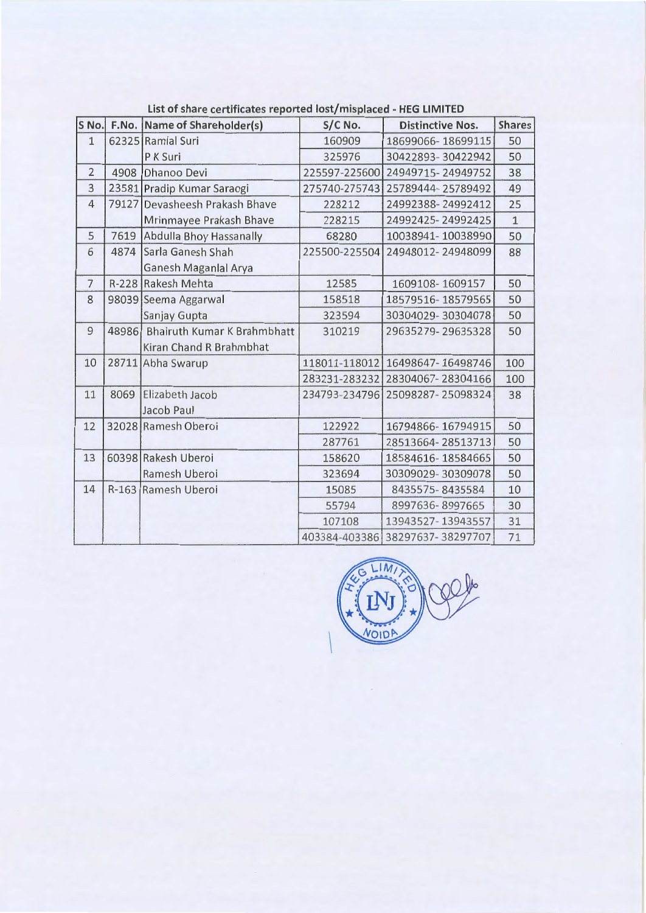## List of share certificates reported lost/misplaced - HEG LIMITED

| S No. | F.No. | Name of Shareholder(s) | S/C No. | Distinctive Nos. | Shares |
|---|---|---|---|---|---|
| 1 | 62325 | Ramlal Suri | 160909 | 18699066- 18699115 | 50 |
| | | P K Suri | 325976 | 30422893- 30422942 | 50 |
| 2 | 4908 | Dhanoo Devi | 225597-225600 | 24949715- 24949752 | 38 |
| 3 | 23581 | Pradip Kumar Saraogi | 275740-275743 | 25789444- 25789492 | 49 |
| 4 | 79127 | Devasheesh Prakash Bhave | 228212 | 24992388- 24992412 | 25 |
| | | Mrinmayee Prakash Bhave | 228215 | 24992425- 24992425 | 1 |
| 5 | 7619 | Abdulla Bhoy Hassanally | 68280 | 10038941- 10038990 | 50 |
| 6 | 4874 | Sarla Ganesh Shah<br>Ganesh Maganlal Arya | 225500-225504 | 24948012- 24948099 | 88 |
| 7 | R-228 | Rakesh Mehta | 12585 | 1609108- 1609157 | 50 |
| 8 | 98039 | Seema Aggarwal | 158518 | 18579516- 18579565 | 50 |
| | | Sanjay Gupta | 323594 | 30304029- 30304078 | 50 |
| 9 | 48986 | Bhairuth Kumar K Brahmbhatt<br>Kiran Chand R Brahmbhat | 310219 | 29635279- 29635328 | 50 |
| 10 | 28711 | Abha Swarup | 118011-118012 | 16498647- 16498746 | 100 |
| | | | 283231-283232 | 28304067- 28304166 | 100 |
| 11 | 8069 | Elizabeth Jacob<br>Jacob Paul | 234793-234796 | 25098287- 25098324 | 38 |
| 12 | 32028 | Ramesh Oberoi | 122922 | 16794866- 16794915 | 50 |
| | | | 287761 | 28513664- 28513713 | 50 |
| 13 | 60398 | Rakesh Uberoi | 158620 | 18584616- 18584665 | 50 |
| | | Ramesh Uberoi | 323694 | 30309029- 30309078 | 50 |
| 14 | R-163 | Ramesh Uberoi | 15085 | 8435575- 8435584 | 10 |
| | | | 55794 | 8997636- 8997665 | 30 |
| | | | 107108 | 13943527- 13943557 | 31 |
| | | | 403384-403386 | 38297637- 38297707 | 71 |